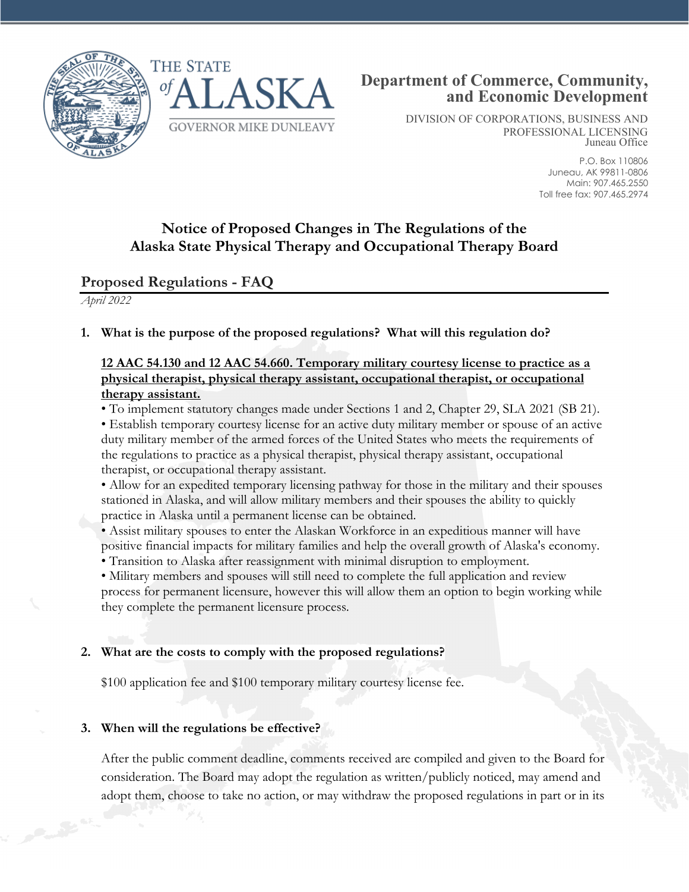THE STATE of ALASKA

GOVERNOR MIKE DUNLEAVY

**Department of Commerce, Community, and Economic Development**

DIVISION OF CORPORATIONS, BUSINESS AND PROFESSIONAL LICENSING
Juneau Office

P.O. Box 110806
Juneau, AK 99811-0806
Main: 907.465.2550
Toll free fax: 907.465.2974

# Notice of Proposed Changes in The Regulations of the Alaska State Physical Therapy and Occupational Therapy Board

## Proposed Regulations - FAQ

*April 2022*

**1. What is the purpose of the proposed regulations? What will this regulation do?**

**12 AAC 54.130 and 12 AAC 54.660. Temporary military courtesy license to practice as a physical therapist, physical therapy assistant, occupational therapist, or occupational therapy assistant.**

- To implement statutory changes made under Sections 1 and 2, Chapter 29, SLA 2021 (SB 21).
- Establish temporary courtesy license for an active duty military member or spouse of an active duty military member of the armed forces of the United States who meets the requirements of the regulations to practice as a physical therapist, physical therapy assistant, occupational therapist, or occupational therapy assistant.
- Allow for an expedited temporary licensing pathway for those in the military and their spouses stationed in Alaska, and will allow military members and their spouses the ability to quickly practice in Alaska until a permanent license can be obtained.
- Assist military spouses to enter the Alaskan Workforce in an expeditious manner will have positive financial impacts for military families and help the overall growth of Alaska's economy.
- Transition to Alaska after reassignment with minimal disruption to employment.
- Military members and spouses will still need to complete the full application and review process for permanent licensure, however this will allow them an option to begin working while they complete the permanent licensure process.

**2. What are the costs to comply with the proposed regulations?**

$100 application fee and $100 temporary military courtesy license fee.

**3. When will the regulations be effective?**

After the public comment deadline, comments received are compiled and given to the Board for consideration. The Board may adopt the regulation as written/publicly noticed, may amend and adopt them, choose to take no action, or may withdraw the proposed regulations in part or in its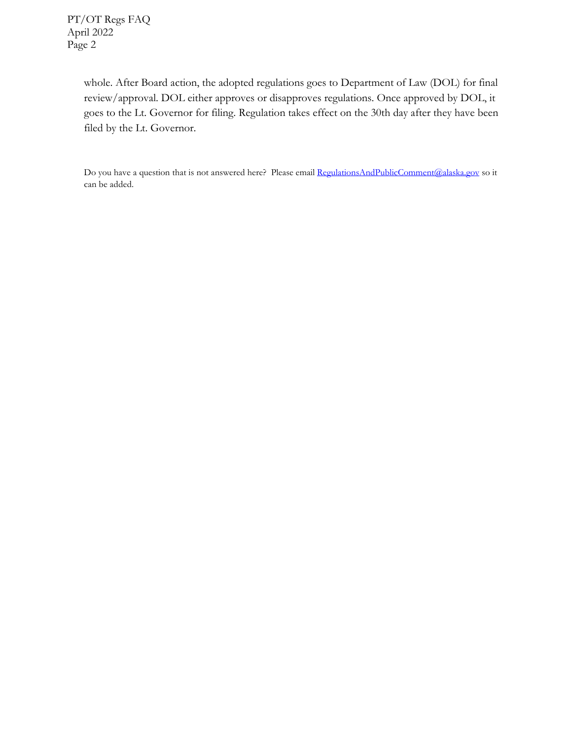whole. After Board action, the adopted regulations goes to Department of Law (DOL) for final review/approval. DOL either approves or disapproves regulations. Once approved by DOL, it goes to the Lt. Governor for filing. Regulation takes effect on the 30th day after they have been filed by the Lt. Governor.

Do you have a question that is not answered here? Please email RegulationsAndPublicComment@alaska.gov so it can be added.